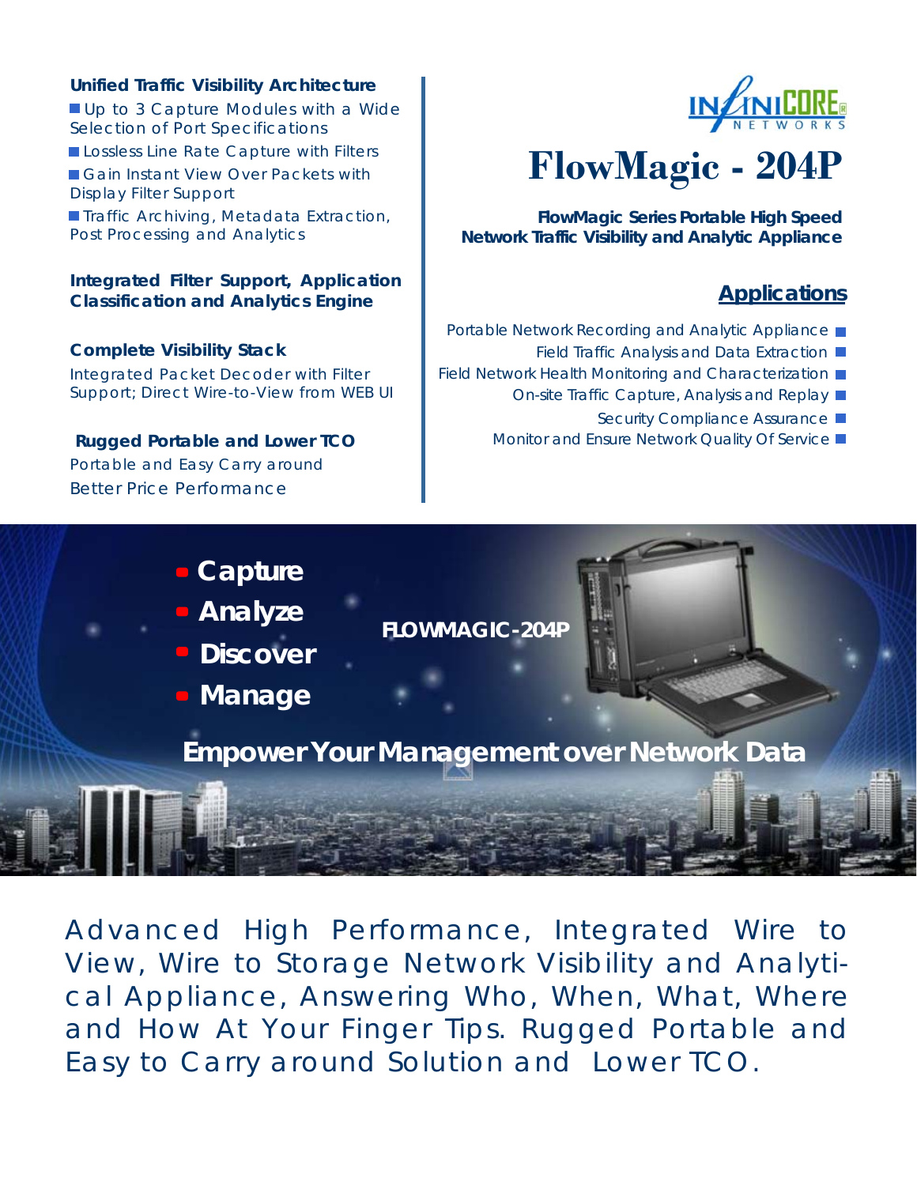# FlowMagic - 204P

**FlowMagic Series Portable High Speed Network Traffic Visibility and Analytic Appliance**

### Unified Traffic Visibility Architecture

- Up to 3 Capture Modules with a Wide Selection of Port Specifications
- Lossless Line Rate Capture with Filters
- Gain Instant View Over Packets with Display Filter Support
- Traffic Archiving, Metadata Extraction, Post Processing and Analytics

### Integrated Filter Support, Application Classification and Analytics Engine

### Complete Visibility Stack

Integrated Packet Decoder with Filter Support; Direct Wire-to-View from WEB UI

### Rugged Portable and Lower TCO

Portable and Easy Carry around

Better Price Performance

## Applications

- Portable Network Recording and Analytic Appliance
- Field Traffic Analysis and Data Extraction
- Field Network Health Monitoring and Characterization
- On-site Traffic Capture, Analysis and Replay
- Security Compliance Assurance
- Monitor and Ensure Network Quality Of Service

- **Capture**
- **Analyze**
- **Discover**
- **Manage**

**FLOWMAGIC-204P**

**Empower Your Management over Network Data**

Advanced High Performance, Integrated Wire to View, Wire to Storage Network Visibility and Analytical Appliance, Answering Who, When, What, Where and How At Your Finger Tips. Rugged Portable and Easy to Carry around Solution and Lower TCO.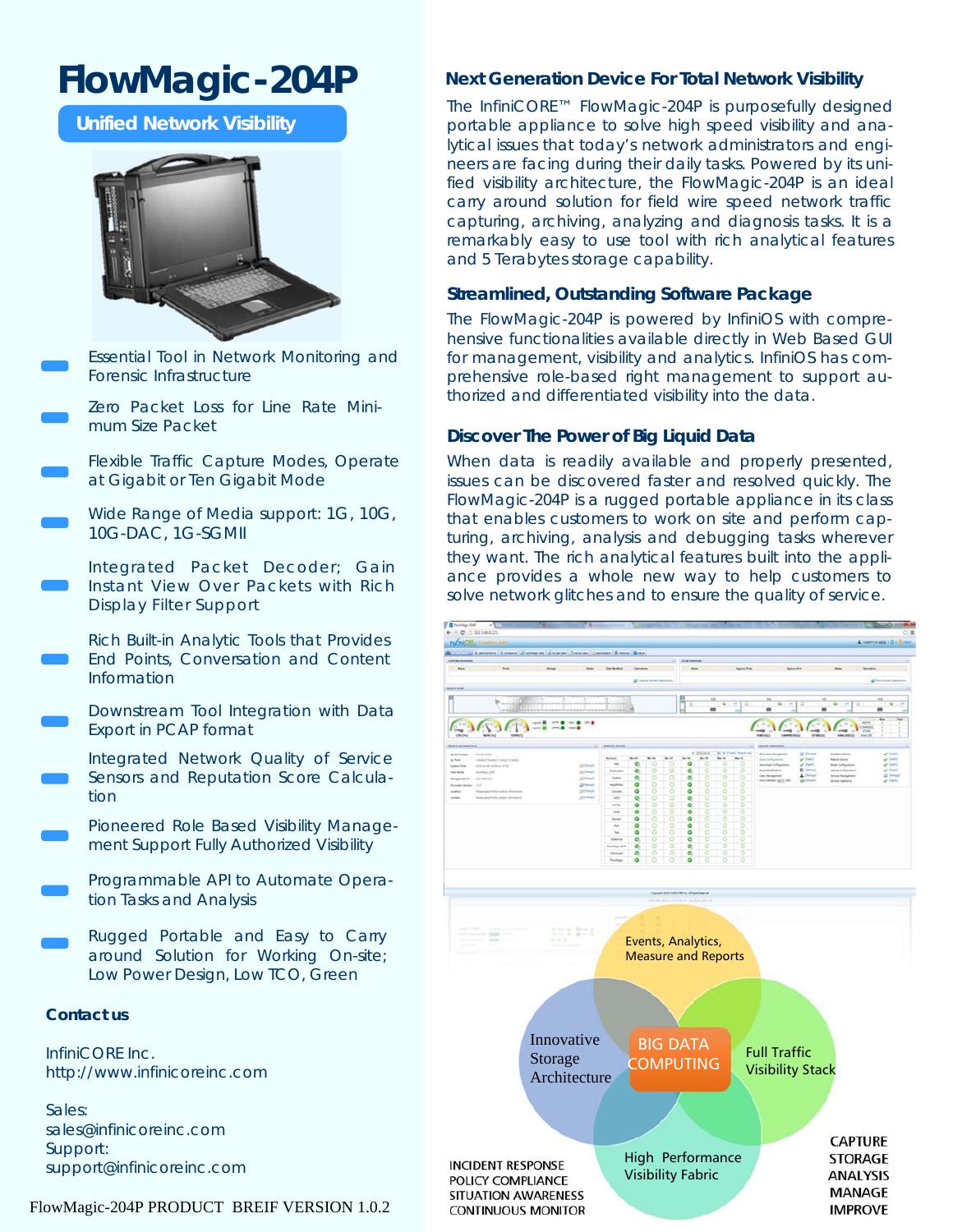# FlowMagic-204P

## Unified Network Visibility

- Essential Tool in Network Monitoring and Forensic Infrastructure
- Zero Packet Loss for Line Rate Minimum Size Packet
- Flexible Traffic Capture Modes, Operate at Gigabit or Ten Gigabit Mode
- Wide Range of Media support: 1G, 10G, 10G-DAC, 1G-SGMII
- Integrated Packet Decoder; Gain Instant View Over Packets with Rich Display Filter Support
- Rich Built-in Analytic Tools that Provides End Points, Conversation and Content Information
- Downstream Tool Integration with Data Export in PCAP format
- Integrated Network Quality of Service Sensors and Reputation Score Calculation
- Pioneered Role Based Visibility Management Support Fully Authorized Visibility
- Programmable API to Automate Operation Tasks and Analysis
- Rugged Portable and Easy to Carry around Solution for Working On-site; Low Power Design, Low TCO, Green

### Contact us

InfiniCORE Inc.
http://www.infinicoreinc.com

Sales:
sales@infinicoreinc.com
Support:
support@infinicoreinc.com

### Next Generation Device For Total Network Visibility

The InfiniCORE™ FlowMagic-204P is purposefully designed portable appliance to solve high speed visibility and analytical issues that today's network administrators and engineers are facing during their daily tasks. Powered by its unified visibility architecture, the FlowMagic-204P is an ideal carry around solution for field wire speed network traffic capturing, archiving, analyzing and diagnosis tasks. It is a remarkably easy to use tool with rich analytical features and 5 Terabytes storage capability.

### Streamlined, Outstanding Software Package

The FlowMagic-204P is powered by InfiniOS with comprehensive functionalities available directly in Web Based GUI for management, visibility and analytics. InfiniOS has comprehensive role-based right management to support authorized and differentiated visibility into the data.

### Discover The Power of Big Liquid Data

When data is readily available and properly presented, issues can be discovered faster and resolved quickly. The FlowMagic-204P is a rugged portable appliance in its class that enables customers to work on site and perform capturing, archiving, analysis and debugging tasks wherever they want. The rich analytical features built into the appliance provides a whole new way to help customers to solve network glitches and to ensure the quality of service.

Events, Analytics, Measure and Reports

Innovative Storage Architecture

BIG DATA COMPUTING

Full Traffic Visibility Stack

High Performance Visibility Fabric

INCIDENT RESPONSE
POLICY COMPLIANCE
SITUATION AWARENESS
CONTINUOUS MONITOR

CAPTURE
STORAGE
ANALYSIS
MANAGE
IMPROVE

FlowMagic-204P PRODUCT BREIF VERSION 1.0.2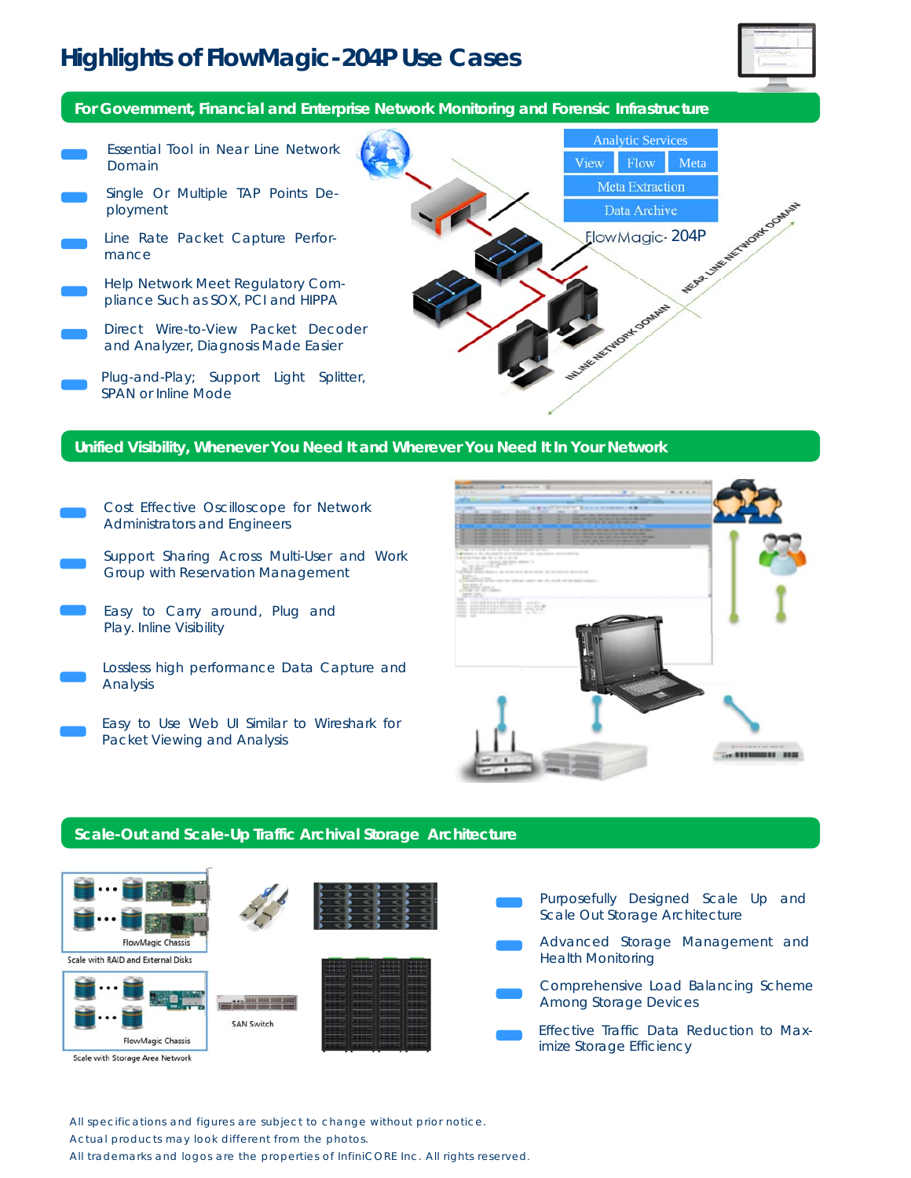# Highlights of FlowMagic-204P Use Cases

## For Government, Financial and Enterprise Network Monitoring and Forensic Infrastructure

- Essential Tool in Near Line Network Domain
- Single Or Multiple TAP Points Deployment
- Line Rate Packet Capture Performance
- Help Network Meet Regulatory Compliance Such as SOX, PCI and HIPPA
- Direct Wire-to-View Packet Decoder and Analyzer, Diagnosis Made Easier
- Plug-and-Play; Support Light Splitter, SPAN or Inline Mode

Analytic Services
View | Flow | Meta
Meta Extraction
Data Archive
FlowMagic- 204P
NEAR LINE NETWORK DOMAIN
INLINE NETWORK DOMAIN

## Unified Visibility, Whenever You Need It and Wherever You Need It In Your Network

- Cost Effective Oscilloscope for Network Administrators and Engineers
- Support Sharing Across Multi-User and Work Group with Reservation Management
- Easy to Carry around, Plug and Play. Inline Visibility
- Lossless high performance Data Capture and Analysis
- Easy to Use Web UI Similar to Wireshark for Packet Viewing and Analysis

## Scale-Out and Scale-Up Traffic Archival Storage Architecture

FlowMagic Chassis
Scale with RAID and External Disks

FlowMagic Chassis
Scale with Storage Area Network

SAN Switch

- Purposefully Designed Scale Up and Scale Out Storage Architecture
- Advanced Storage Management and Health Monitoring
- Comprehensive Load Balancing Scheme Among Storage Devices
- Effective Traffic Data Reduction to Maximize Storage Efficiency

All specifications and figures are subject to change without prior notice.
Actual products may look different from the photos.
All trademarks and logos are the properties of InfiniCORE Inc. All rights reserved.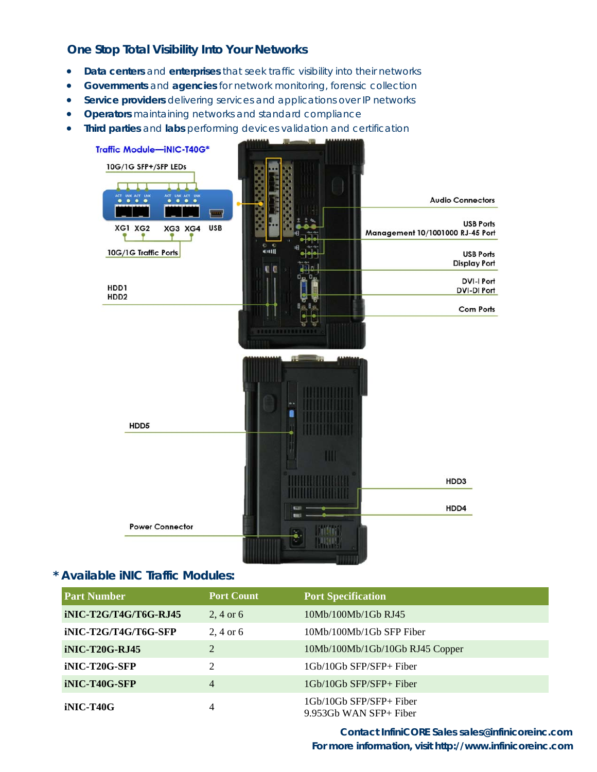## One Stop Total Visibility Into Your Networks

- **Data centers** and **enterprises** that seek traffic visibility into their networks
- **Governments** and **agencies** for network monitoring, forensic collection
- **Service providers** delivering services and applications over IP networks
- **Operators** maintaining networks and standard compliance
- **Third parties** and **labs** performing devices validation and certification

Traffic Module—iNIC-T40G*

10G/1G SFP+/SFP LEDs

ACT LNK ACT LNK ACT LNK ACT LNK

XG1 XG2 XG3 XG4 USB

10G/1G Traffic Ports

HDD1
HDD2

Audio Connectors

USB Ports
Management 10/1001000 RJ-45 Port

USB Ports
Display Port

DVI-I Port
DVI-DI Port

Com Ports

HDD5

HDD3

HDD4

Power Connector

### * Available iNIC Traffic Modules:

| Part Number | Port Count | Port Specification |
|---|---|---|
| **iNIC-T2G/T4G/T6G-RJ45** | 2, 4 or 6 | 10Mb/100Mb/1Gb RJ45 |
| **iNIC-T2G/T4G/T6G-SFP** | 2, 4 or 6 | 10Mb/100Mb/1Gb SFP Fiber |
| **iNIC-T20G-RJ45** | 2 | 10Mb/100Mb/1Gb/10Gb RJ45 Copper |
| **iNIC-T20G-SFP** | 2 | 1Gb/10Gb SFP/SFP+ Fiber |
| **iNIC-T40G-SFP** | 4 | 1Gb/10Gb SFP/SFP+ Fiber |
| **iNIC-T40G** | 4 | 1Gb/10Gb SFP/SFP+ Fiber<br>9.953Gb WAN SFP+ Fiber |

**Contact InfiniCORE Sales sales@infinicoreinc.com**
**For more information, visit http://www.infinicoreinc.com**